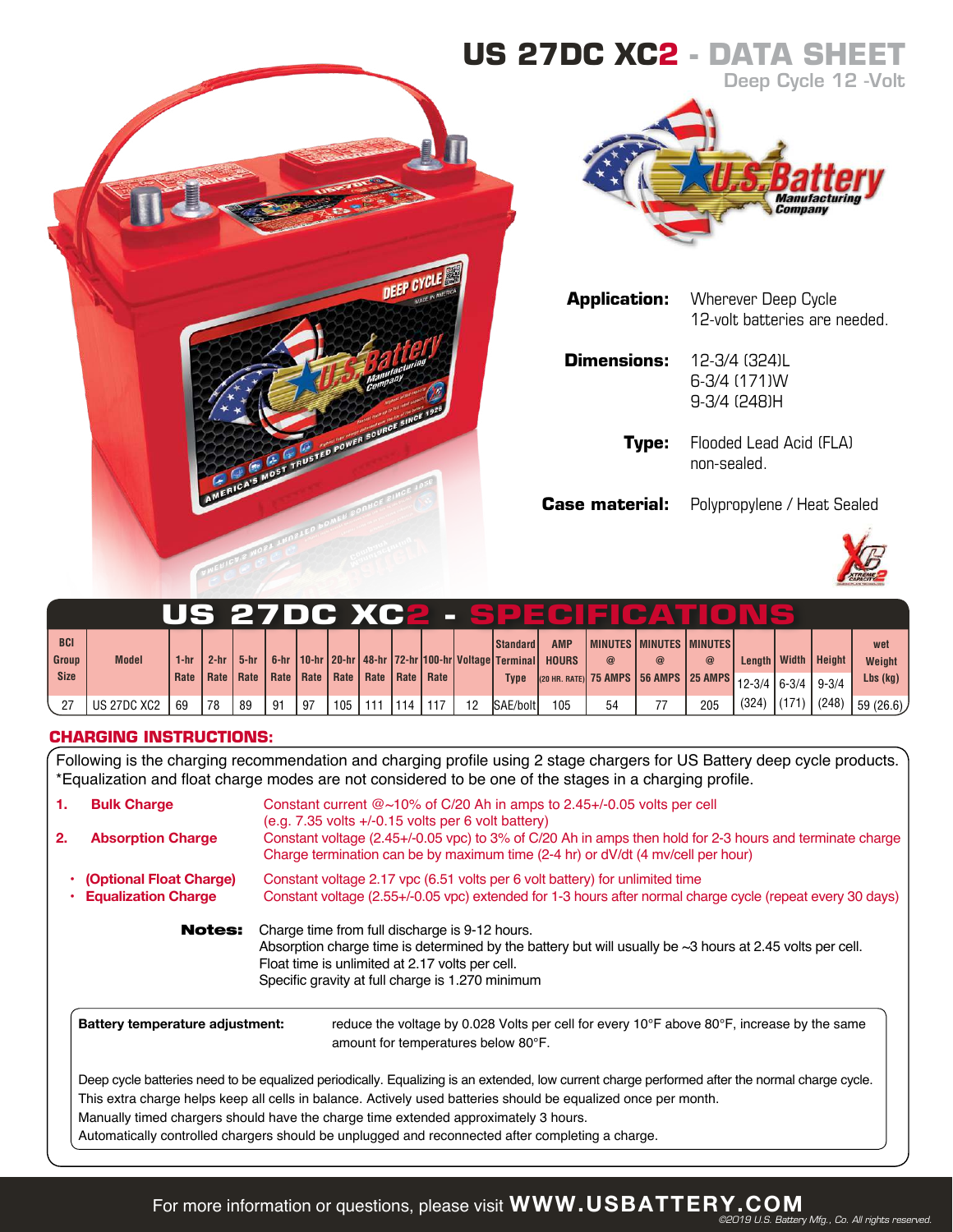# US 27DC XC2 - DATA SHEET

Deep Cycle 12 -Volt

**Application:** Wherever Deep Cycle 12-volt batteries are needed.

**Dimensions:** 12-3/4 (324)L
6-3/4 (171)W
9-3/4 (248)H

**Type:** Flooded Lead Acid (FLA) non-sealed.

**Case material:** Polypropylene / Heat Sealed

## US 27DC XC2 - SPECIFICATIONS

| BCI Group Size | Model | 1-hr Rate | 2-hr Rate | 5-hr Rate | 6-hr Rate | 10-hr Rate | 20-hr Rate | 48-hr Rate | 72-hr Rate | 100-hr Rate | Voltage | Standard Terminal Type | AMP HOURS (20 HR. RATE) | MINUTES @ 75 AMPS | MINUTES @ 56 AMPS | MINUTES @ 25 AMPS | Length 12-3/4 | Width 6-3/4 | Height 9-3/4 | wet Weight Lbs (kg) |
|---|---|---|---|---|---|---|---|---|---|---|---|---|---|---|---|---|---|---|---|---|
| 27 | US 27DC XC2 | 69 | 78 | 89 | 91 | 97 | 105 | 111 | 114 | 117 | 12 | SAE/bolt | 105 | 54 | 77 | 205 | (324) | (171) | (248) | 59 (26.6) |

## CHARGING INSTRUCTIONS:

Following is the charging recommendation and charging profile using 2 stage chargers for US Battery deep cycle products.
*Equalization and float charge modes are not considered to be one of the stages in a charging profile.

1. **Bulk Charge** — Constant current @~10% of C/20 Ah in amps to 2.45+/-0.05 volts per cell (e.g. 7.35 volts +/-0.15 volts per 6 volt battery)
2. **Absorption Charge** — Constant voltage (2.45+/-0.05 vpc) to 3% of C/20 Ah in amps then hold for 2-3 hours and terminate charge. Charge termination can be by maximum time (2-4 hr) or dV/dt (4 mv/cell per hour)

- **(Optional Float Charge)** — Constant voltage 2.17 vpc (6.51 volts per 6 volt battery) for unlimited time
- **Equalization Charge** — Constant voltage (2.55+/-0.05 vpc) extended for 1-3 hours after normal charge cycle (repeat every 30 days)

**Notes:** Charge time from full discharge is 9-12 hours.
Absorption charge time is determined by the battery but will usually be ~3 hours at 2.45 volts per cell.
Float time is unlimited at 2.17 volts per cell.
Specific gravity at full charge is 1.270 minimum

**Battery temperature adjustment:** reduce the voltage by 0.028 Volts per cell for every 10°F above 80°F, increase by the same amount for temperatures below 80°F.

Deep cycle batteries need to be equalized periodically. Equalizing is an extended, low current charge performed after the normal charge cycle. This extra charge helps keep all cells in balance. Actively used batteries should be equalized once per month.
Manually timed chargers should have the charge time extended approximately 3 hours.
Automatically controlled chargers should be unplugged and reconnected after completing a charge.

For more information or questions, please visit **WWW.USBATTERY.COM**

©2019 U.S. Battery Mfg., Co. All rights reserved.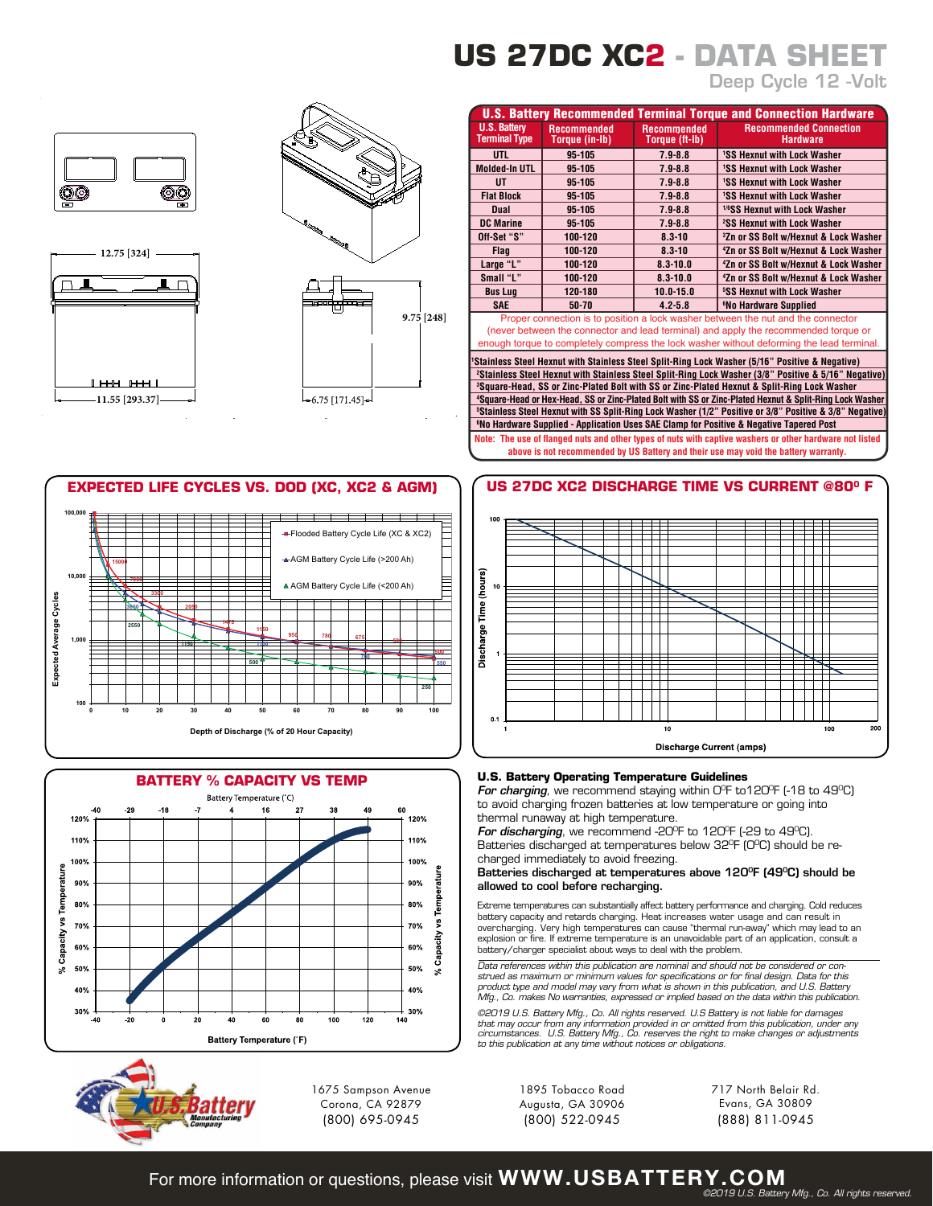# US 27DC XC2 - DATA SHEET

Deep Cycle 12 -Volt

12.75 [324]

11.55 [293.37]

9.75 [248]

6.75 [171.45]

## U.S. Battery Recommended Terminal Torque and Connection Hardware

| U.S. Battery Terminal Type | Recommended Torque (in-lb) | Recommended Torque (ft-lb) | Recommended Connection Hardware |
|---|---|---|---|
| UTL | 95-105 | 7.9-8.8 | [1]SS Hexnut with Lock Washer |
| Molded-In UTL | 95-105 | 7.9-8.8 | [1]SS Hexnut with Lock Washer |
| UT | 95-105 | 7.9-8.8 | [1]SS Hexnut with Lock Washer |
| Flat Block | 95-105 | 7.9-8.8 | [1]SS Hexnut with Lock Washer |
| Dual | 95-105 | 7.9-8.8 | [1/6]SS Hexnut with Lock Washer |
| DC Marine | 95-105 | 7.9-8.8 | [2]SS Hexnut with Lock Washer |
| Off-Set "S" | 100-120 | 8.3-10 | [3]Zn or SS Bolt w/Hexnut & Lock Washer |
| Flag | 100-120 | 8.3-10 | [4]Zn or SS Bolt w/Hexnut & Lock Washer |
| Large "L" | 100-120 | 8.3-10.0 | [4]Zn or SS Bolt w/Hexnut & Lock Washer |
| Small "L" | 100-120 | 8.3-10.0 | [4]Zn or SS Bolt w/Hexnut & Lock Washer |
| Bus Lug | 120-180 | 10.0-15.0 | [5]SS Hexnut with Lock Washer |
| SAE | 50-70 | 4.2-5.8 | [6]No Hardware Supplied |

Proper connection is to position a lock washer between the nut and the connector (never between the connector and lead terminal) and apply the recommended torque or enough torque to completely compress the lock washer without deforming the lead terminal.

[1]Stainless Steel Hexnut with Stainless Steel Split-Ring Lock Washer (5/16" Positive & Negative)
[2]Stainless Steel Hexnut with Stainless Steel Split-Ring Lock Washer (3/8" Positive & 5/16" Negative)
[3]Square-Head, SS or Zinc-Plated Bolt with SS or Zinc-Plated Hexnut & Split-Ring Lock Washer
[4]Square-Head or Hex-Head, SS or Zinc-Plated Bolt with SS or Zinc-Plated Hexnut & Split-Ring Lock Washer
[5]Stainless Steel Hexnut with SS Split-Ring Lock Washer (1/2" Positive or 3/8" Positive & 3/8" Negative)
[6]No Hardware Supplied - Application Uses SAE Clamp for Positive & Negative Tapered Post

Note: The use of flanged nuts and other types of nuts with captive washers or other hardware not listed above is not recommended by US Battery and their use may void the battery warranty.

## EXPECTED LIFE CYCLES VS. DOD (XC, XC2 & AGM)

Flooded Battery Cycle Life (XC & XC2)
AGM Battery Cycle Life (>200 Ah)
AGM Battery Cycle Life (<200 Ah)

Expected Average Cycles
100,000
10,000
1,000
100

15000, 7000, 3300, 2050, 1475, 1150, 950, 780, 675, 590, 500
3500, 2550, 1150, 1000, 500, 700, 450, 250

Depth of Discharge (% of 20 Hour Capacity)
0, 10, 20, 30, 40, 50, 60, 70, 80, 90, 100

## US 27DC XC2 DISCHARGE TIME VS CURRENT @80º F

Discharge Time (hours)
100
10
1
0.1

Discharge Current (amps)
1, 10, 100, 200

## BATTERY % CAPACITY VS TEMP

Battery Temperature (˚C)
-40, -29, -18, -7, 4, 16, 27, 38, 49, 60

% Capacity vs Temperature
120%, 110%, 100%, 90%, 80%, 70%, 60%, 50%, 40%, 30%

Battery Temperature (˚F)
-40, -20, 0, 20, 40, 60, 80, 100, 120, 140

### U.S. Battery Operating Temperature Guidelines

***For charging***, we recommend staying within 0ºF to120ºF (-18 to 49ºC) to avoid charging frozen batteries at low temperature or going into thermal runaway at high temperature.

***For discharging***, we recommend -20ºF to 120ºF (-29 to 49ºC). Batteries discharged at temperatures below 32ºF (0ºC) should be re-charged immediately to avoid freezing.

**Batteries discharged at temperatures above 120ºF (49ºC) should be allowed to cool before recharging.**

Extreme temperatures can substantially affect battery performance and charging. Cold reduces battery capacity and retards charging. Heat increases water usage and can result in overcharging. Very high temperatures can cause "thermal run-away" which may lead to an explosion or fire. If extreme temperature is an unavoidable part of an application, consult a battery/charger specialist about ways to deal with the problem.

*Data references within this publication are nominal and should not be considered or construed as maximum or minimum values for specifications or for final design. Data for this product type and model may vary from what is shown in this publication, and U.S. Battery Mfg., Co. makes No warranties, expressed or implied based on the data within this publication.*

*©2019 U.S. Battery Mfg., Co. All rights reserved. U.S Battery is not liable for damages that may occur from any information provided in or omitted from this publication, under any circumstances. U.S. Battery Mfg., Co. reserves the right to make changes or adjustments to this publication at any time without notices or obligations.*

U.S. Battery Manufacturing Company

1675 Sampson Avenue
Corona, CA 92879
(800) 695-0945

1895 Tobacco Road
Augusta, GA 30906
(800) 522-0945

717 North Belair Rd.
Evans, GA 30809
(888) 811-0945

For more information or questions, please visit **WWW.USBATTERY.COM**

*©2019 U.S. Battery Mfg., Co. All rights reserved.*